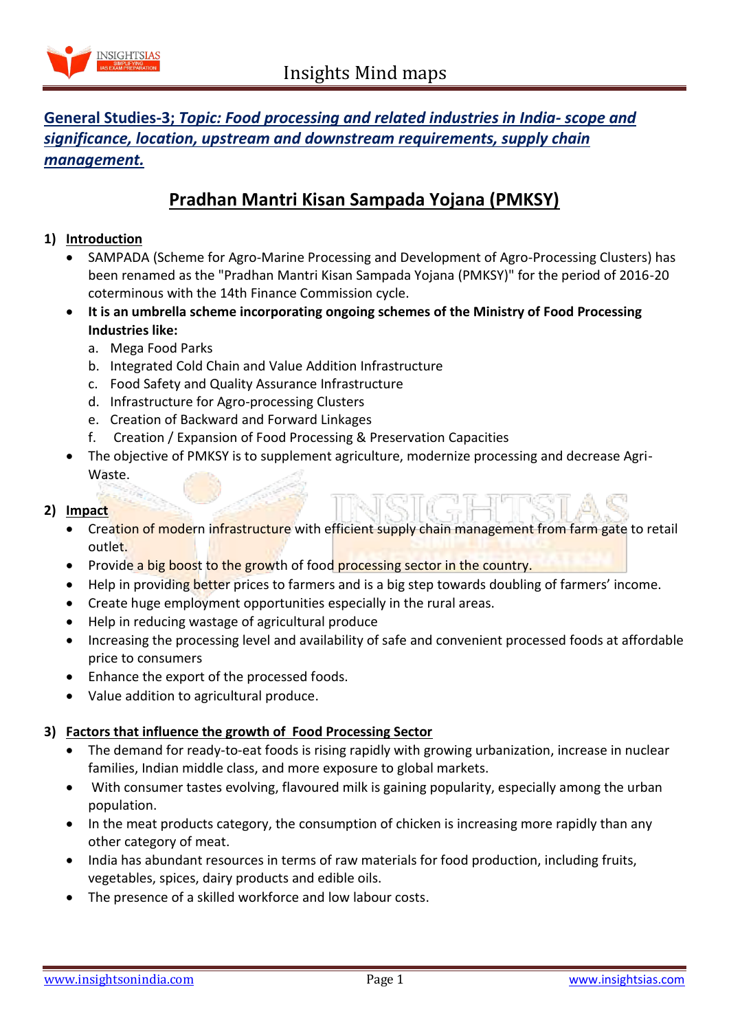**General Studies-3; *Topic: Food processing and related industries in India- scope and significance, location, upstream and downstream requirements, supply chain management.***

# Pradhan Mantri Kisan Sampada Yojana (PMKSY)

## 1) Introduction

- SAMPADA (Scheme for Agro-Marine Processing and Development of Agro-Processing Clusters) has been renamed as the "Pradhan Mantri Kisan Sampada Yojana (PMKSY)" for the period of 2016-20 coterminous with the 14th Finance Commission cycle.
- **It is an umbrella scheme incorporating ongoing schemes of the Ministry of Food Processing Industries like:**
  a. Mega Food Parks
  b. Integrated Cold Chain and Value Addition Infrastructure
  c. Food Safety and Quality Assurance Infrastructure
  d. Infrastructure for Agro-processing Clusters
  e. Creation of Backward and Forward Linkages
  f. Creation / Expansion of Food Processing & Preservation Capacities
- The objective of PMKSY is to supplement agriculture, modernize processing and decrease Agri-Waste.

## 2) Impact

- Creation of modern infrastructure with efficient supply chain management from farm gate to retail outlet.
- Provide a big boost to the growth of food processing sector in the country.
- Help in providing better prices to farmers and is a big step towards doubling of farmers' income.
- Create huge employment opportunities especially in the rural areas.
- Help in reducing wastage of agricultural produce
- Increasing the processing level and availability of safe and convenient processed foods at affordable price to consumers
- Enhance the export of the processed foods.
- Value addition to agricultural produce.

## 3) Factors that influence the growth of Food Processing Sector

- The demand for ready-to-eat foods is rising rapidly with growing urbanization, increase in nuclear families, Indian middle class, and more exposure to global markets.
- With consumer tastes evolving, flavoured milk is gaining popularity, especially among the urban population.
- In the meat products category, the consumption of chicken is increasing more rapidly than any other category of meat.
- India has abundant resources in terms of raw materials for food production, including fruits, vegetables, spices, dairy products and edible oils.
- The presence of a skilled workforce and low labour costs.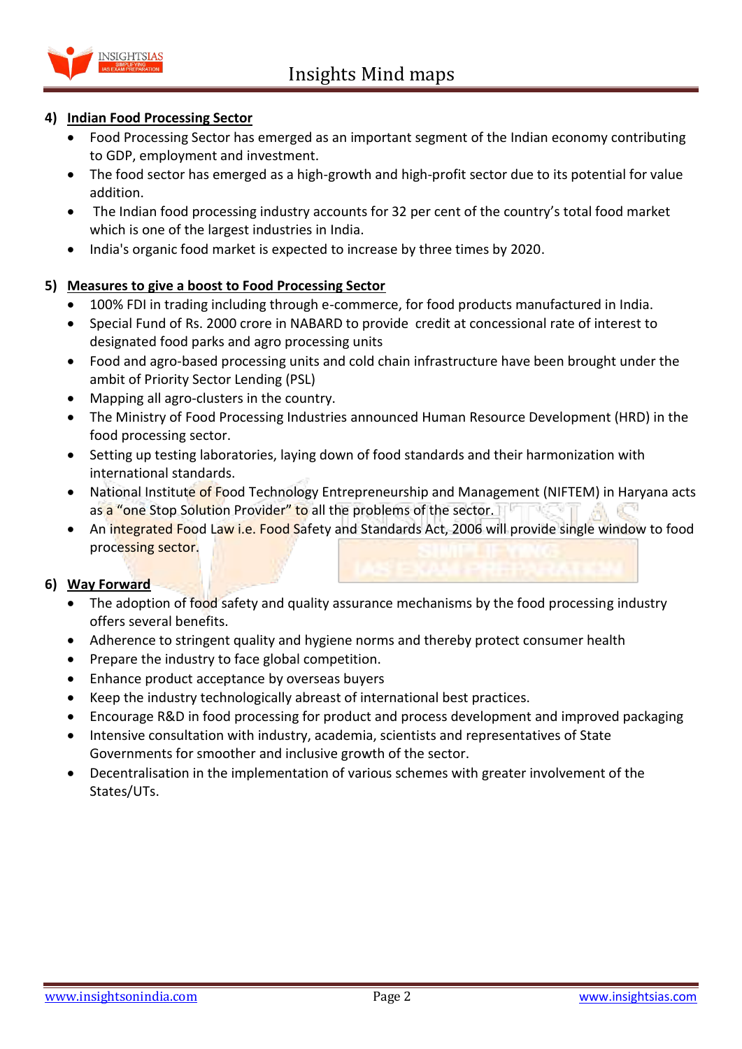## 4) Indian Food Processing Sector

- Food Processing Sector has emerged as an important segment of the Indian economy contributing to GDP, employment and investment.
- The food sector has emerged as a high-growth and high-profit sector due to its potential for value addition.
- The Indian food processing industry accounts for 32 per cent of the country's total food market which is one of the largest industries in India.
- India's organic food market is expected to increase by three times by 2020.

## 5) Measures to give a boost to Food Processing Sector

- 100% FDI in trading including through e-commerce, for food products manufactured in India.
- Special Fund of Rs. 2000 crore in NABARD to provide credit at concessional rate of interest to designated food parks and agro processing units
- Food and agro-based processing units and cold chain infrastructure have been brought under the ambit of Priority Sector Lending (PSL)
- Mapping all agro-clusters in the country.
- The Ministry of Food Processing Industries announced Human Resource Development (HRD) in the food processing sector.
- Setting up testing laboratories, laying down of food standards and their harmonization with international standards.
- National Institute of Food Technology Entrepreneurship and Management (NIFTEM) in Haryana acts as a "one Stop Solution Provider" to all the problems of the sector.
- An integrated Food Law i.e. Food Safety and Standards Act, 2006 will provide single window to food processing sector.

## 6) Way Forward

- The adoption of food safety and quality assurance mechanisms by the food processing industry offers several benefits.
- Adherence to stringent quality and hygiene norms and thereby protect consumer health
- Prepare the industry to face global competition.
- Enhance product acceptance by overseas buyers
- Keep the industry technologically abreast of international best practices.
- Encourage R&D in food processing for product and process development and improved packaging
- Intensive consultation with industry, academia, scientists and representatives of State Governments for smoother and inclusive growth of the sector.
- Decentralisation in the implementation of various schemes with greater involvement of the States/UTs.